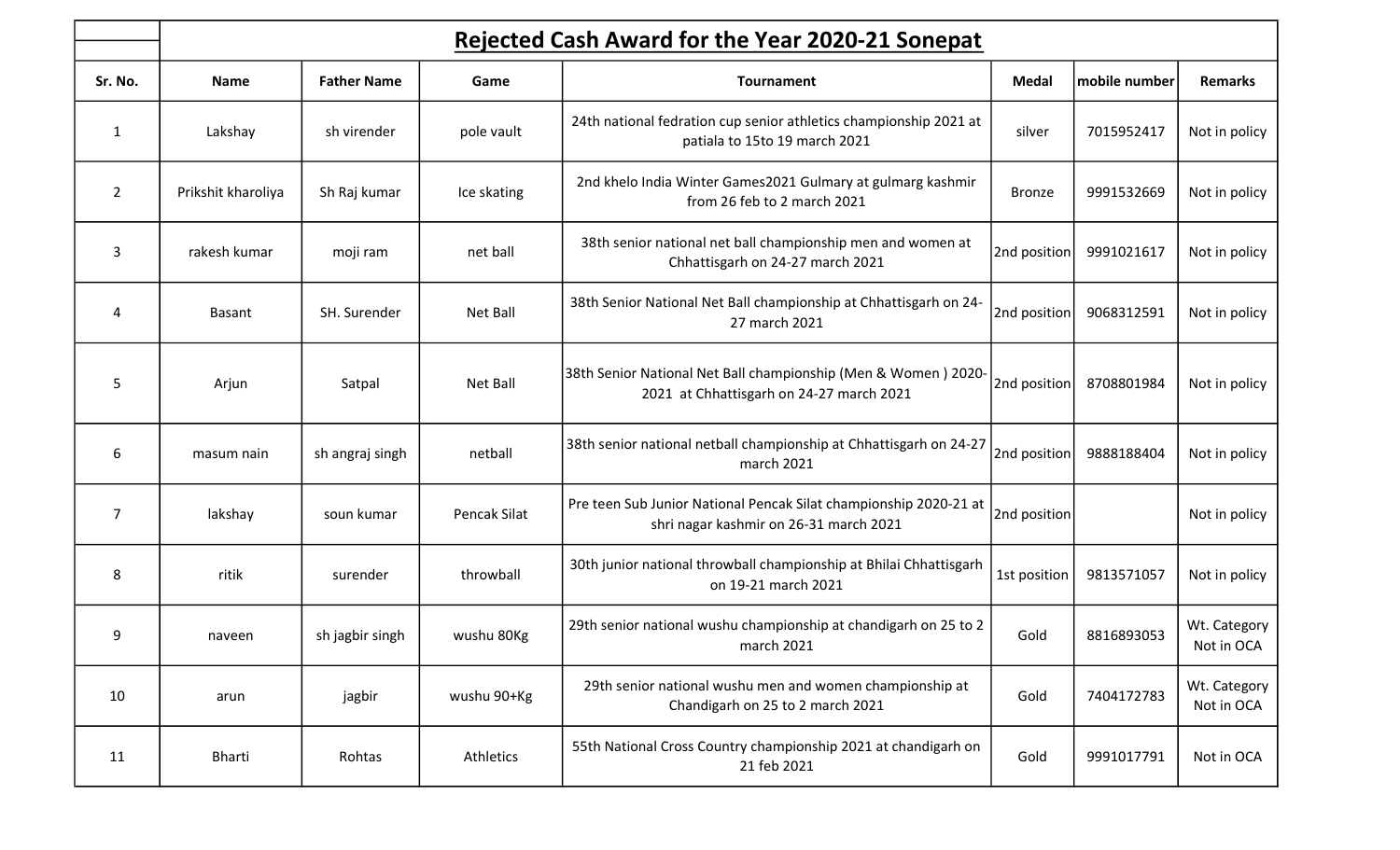## Rejected Cash Award for the Year 2020-21 Sonepat

| Sr. No. | Name | Father Name | Game | Tournament | Medal | mobile number | Remarks |
|---|---|---|---|---|---|---|---|
| 1 | Lakshay | sh virender | pole vault | 24th national fedration cup senior athletics championship 2021 at patiala to 15to 19 march 2021 | silver | 7015952417 | Not in policy |
| 2 | Prikshit kharoliya | Sh Raj kumar | Ice skating | 2nd khelo India Winter Games2021 Gulmary at gulmarg kashmir from 26 feb to 2 march 2021 | Bronze | 9991532669 | Not in policy |
| 3 | rakesh kumar | moji ram | net ball | 38th senior national net ball championship men and women at Chhattisgarh on 24-27 march 2021 | 2nd position | 9991021617 | Not in policy |
| 4 | Basant | SH. Surender | Net Ball | 38th Senior National Net Ball championship at Chhattisgarh on 24-27 march 2021 | 2nd position | 9068312591 | Not in policy |
| 5 | Arjun | Satpal | Net Ball | 38th Senior National Net Ball championship (Men & Women ) 2020-2021 at Chhattisgarh on 24-27 march 2021 | 2nd position | 8708801984 | Not in policy |
| 6 | masum nain | sh angraj singh | netball | 38th senior national netball championship at Chhattisgarh on 24-27 march 2021 | 2nd position | 9888188404 | Not in policy |
| 7 | lakshay | soun kumar | Pencak Silat | Pre teen Sub Junior National Pencak Silat championship 2020-21 at shri nagar kashmir on 26-31 march 2021 | 2nd position | | Not in policy |
| 8 | ritik | surender | throwball | 30th junior national throwball championship at Bhilai Chhattisgarh on 19-21 march 2021 | 1st position | 9813571057 | Not in policy |
| 9 | naveen | sh jagbir singh | wushu 80Kg | 29th senior national wushu championship at chandigarh on 25 to 2 march 2021 | Gold | 8816893053 | Wt. Category Not in OCA |
| 10 | arun | jagbir | wushu 90+Kg | 29th senior national wushu men and women championship at Chandigarh on 25 to 2 march 2021 | Gold | 7404172783 | Wt. Category Not in OCA |
| 11 | Bharti | Rohtas | Athletics | 55th National Cross Country championship 2021 at chandigarh on 21 feb 2021 | Gold | 9991017791 | Not in OCA |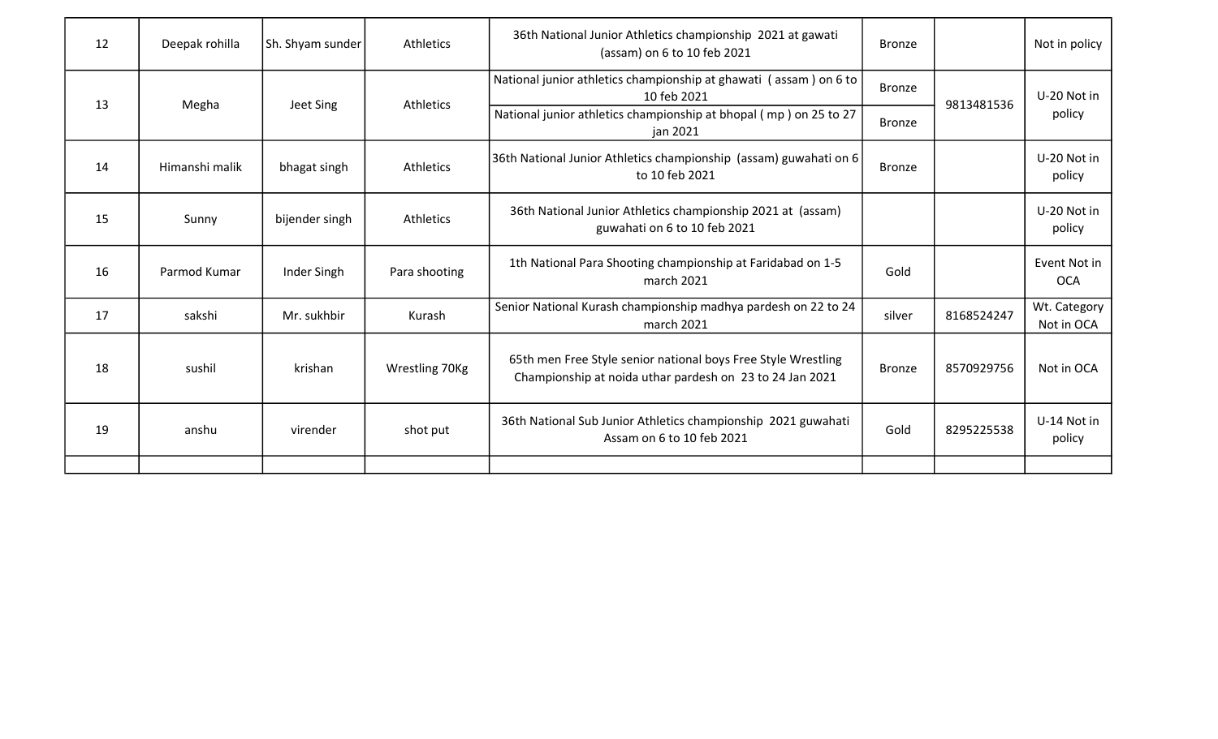| | | | | | | | |
|---|---|---|---|---|---|---|---|
| 12 | Deepak rohilla | Sh. Shyam sunder | Athletics | 36th National Junior Athletics championship 2021 at gawati (assam) on 6 to 10 feb 2021 | Bronze | | Not in policy |
| 13 | Megha | Jeet Sing | Athletics | National junior athletics championship at ghawati ( assam ) on 6 to 10 feb 2021 | Bronze | 9813481536 | U-20 Not in policy |
| | | | | National junior athletics championship at bhopal ( mp ) on 25 to 27 jan 2021 | Bronze | | |
| 14 | Himanshi malik | bhagat singh | Athletics | 36th National Junior Athletics championship (assam) guwahati on 6 to 10 feb 2021 | Bronze | | U-20 Not in policy |
| 15 | Sunny | bijender singh | Athletics | 36th National Junior Athletics championship 2021 at (assam) guwahati on 6 to 10 feb 2021 | | | U-20 Not in policy |
| 16 | Parmod Kumar | Inder Singh | Para shooting | 1th National Para Shooting championship at Faridabad on 1-5 march 2021 | Gold | | Event Not in OCA |
| 17 | sakshi | Mr. sukhbir | Kurash | Senior National Kurash championship madhya pardesh on 22 to 24 march 2021 | silver | 8168524247 | Wt. Category Not in OCA |
| 18 | sushil | krishan | Wrestling 70Kg | 65th men Free Style senior national boys Free Style Wrestling Championship at noida uthar pardesh on 23 to 24 Jan 2021 | Bronze | 8570929756 | Not in OCA |
| 19 | anshu | virender | shot put | 36th National Sub Junior Athletics championship 2021 guwahati Assam on 6 to 10 feb 2021 | Gold | 8295225538 | U-14 Not in policy |
| | | | | | | | |